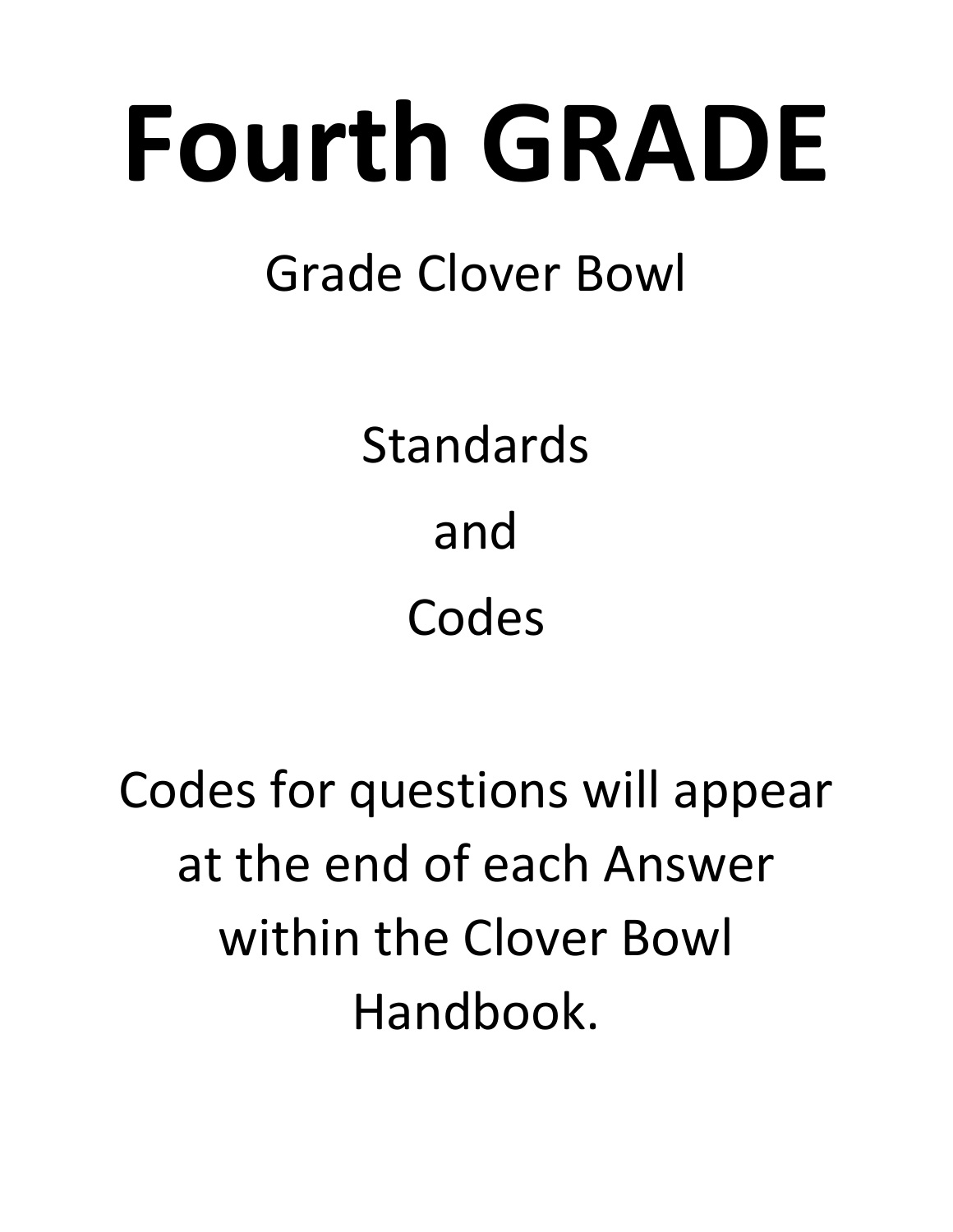# Fourth GRADE

Grade Clover Bowl

Standards

and

Codes

Codes for questions will appear at the end of each Answer within the Clover Bowl Handbook.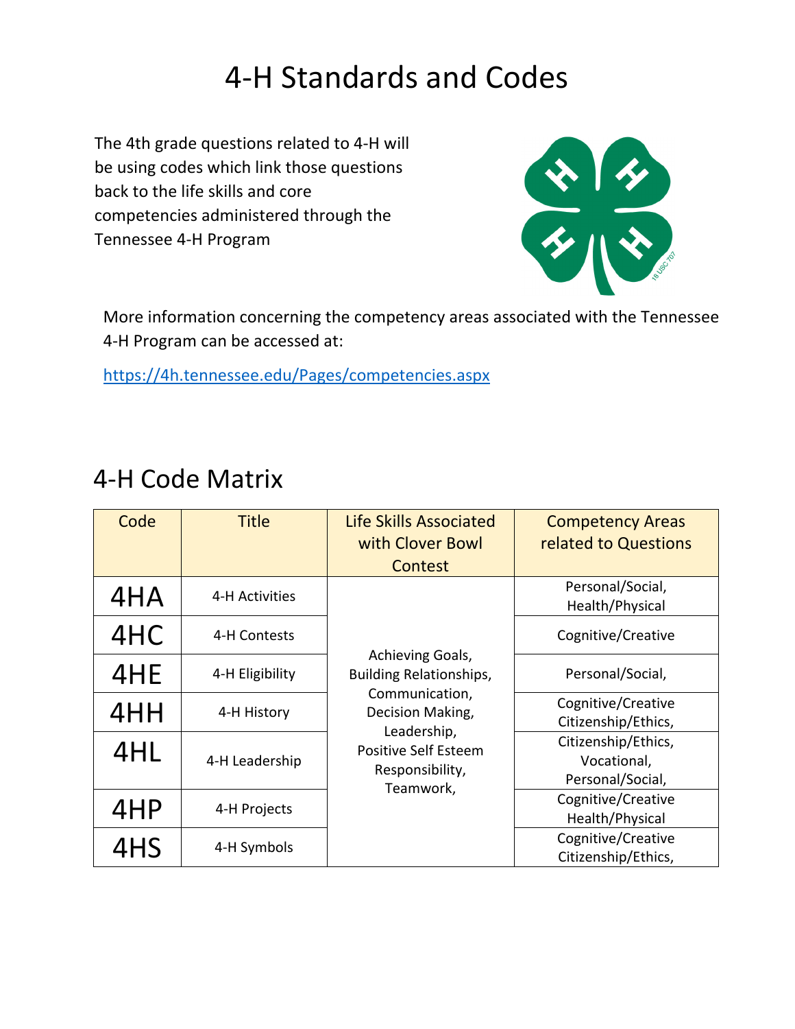# 4-H Standards and Codes

The 4th grade questions related to 4-H will be using codes which link those questions back to the life skills and core competencies administered through the Tennessee 4-H Program

More information concerning the competency areas associated with the Tennessee 4-H Program can be accessed at:

https://4h.tennessee.edu/Pages/competencies.aspx

## 4-H Code Matrix

| Code | Title | Life Skills Associated with Clover Bowl Contest | Competency Areas related to Questions |
|---|---|---|---|
| 4HA | 4-H Activities | Achieving Goals, Building Relationships, Communication, Decision Making, Leadership, Positive Self Esteem Responsibility, Teamwork, | Personal/Social, Health/Physical |
| 4HC | 4-H Contests | | Cognitive/Creative |
| 4HE | 4-H Eligibility | | Personal/Social, |
| 4HH | 4-H History | | Cognitive/Creative Citizenship/Ethics, |
| 4HL | 4-H Leadership | | Citizenship/Ethics, Vocational, Personal/Social, |
| 4HP | 4-H Projects | | Cognitive/Creative Health/Physical |
| 4HS | 4-H Symbols | | Cognitive/Creative Citizenship/Ethics, |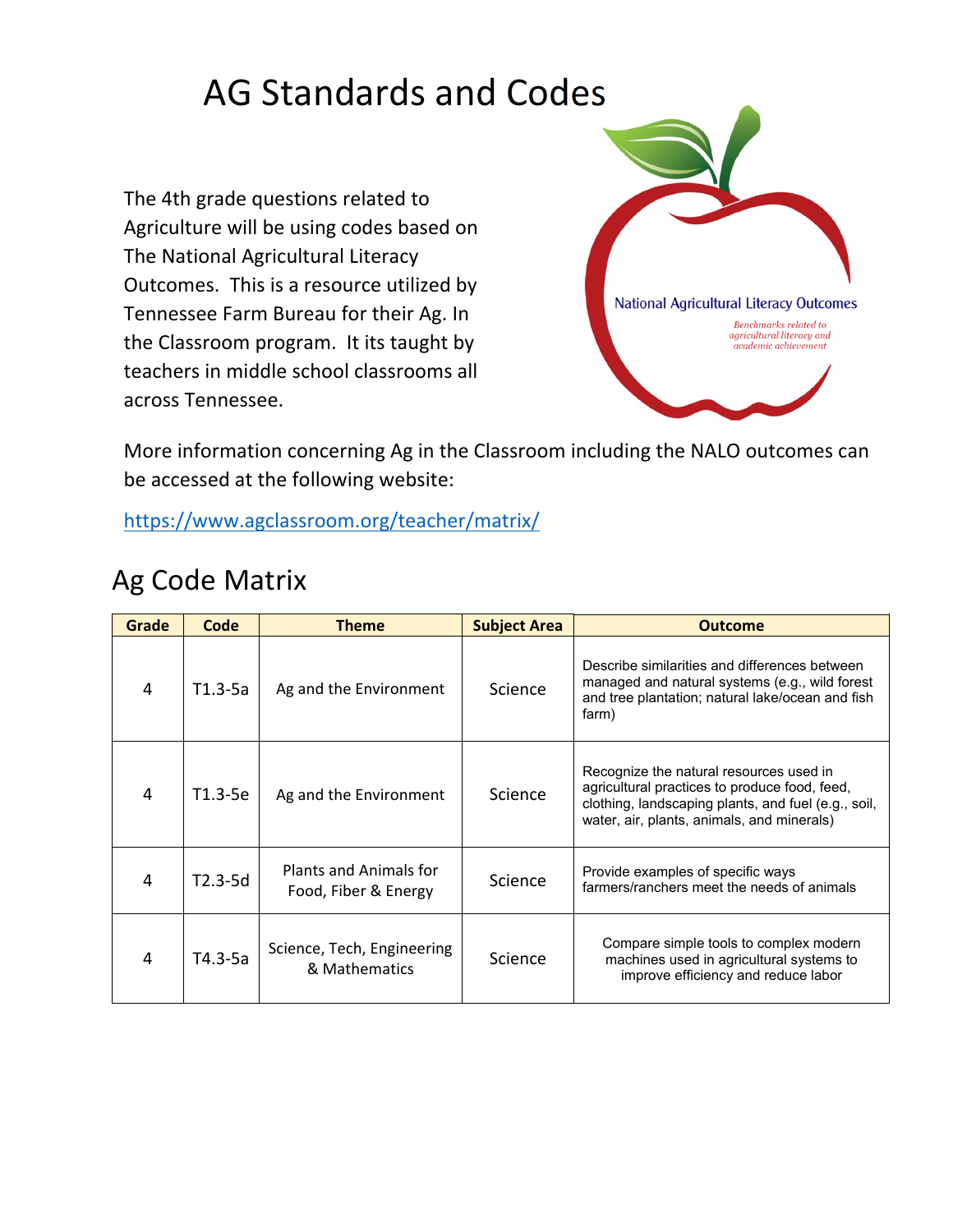# AG Standards and Codes

The 4th grade questions related to Agriculture will be using codes based on The National Agricultural Literacy Outcomes. This is a resource utilized by Tennessee Farm Bureau for their Ag. In the Classroom program. It its taught by teachers in middle school classrooms all across Tennessee.

National Agricultural Literacy Outcomes

*Benchmarks related to agricultural literacy and academic achievement*

More information concerning Ag in the Classroom including the NALO outcomes can be accessed at the following website:

https://www.agclassroom.org/teacher/matrix/

## Ag Code Matrix

| Grade | Code | Theme | Subject Area | Outcome |
|---|---|---|---|---|
| 4 | T1.3-5a | Ag and the Environment | Science | Describe similarities and differences between managed and natural systems (e.g., wild forest and tree plantation; natural lake/ocean and fish farm) |
| 4 | T1.3-5e | Ag and the Environment | Science | Recognize the natural resources used in agricultural practices to produce food, feed, clothing, landscaping plants, and fuel (e.g., soil, water, air, plants, animals, and minerals) |
| 4 | T2.3-5d | Plants and Animals for Food, Fiber & Energy | Science | Provide examples of specific ways farmers/ranchers meet the needs of animals |
| 4 | T4.3-5a | Science, Tech, Engineering & Mathematics | Science | Compare simple tools to complex modern machines used in agricultural systems to improve efficiency and reduce labor |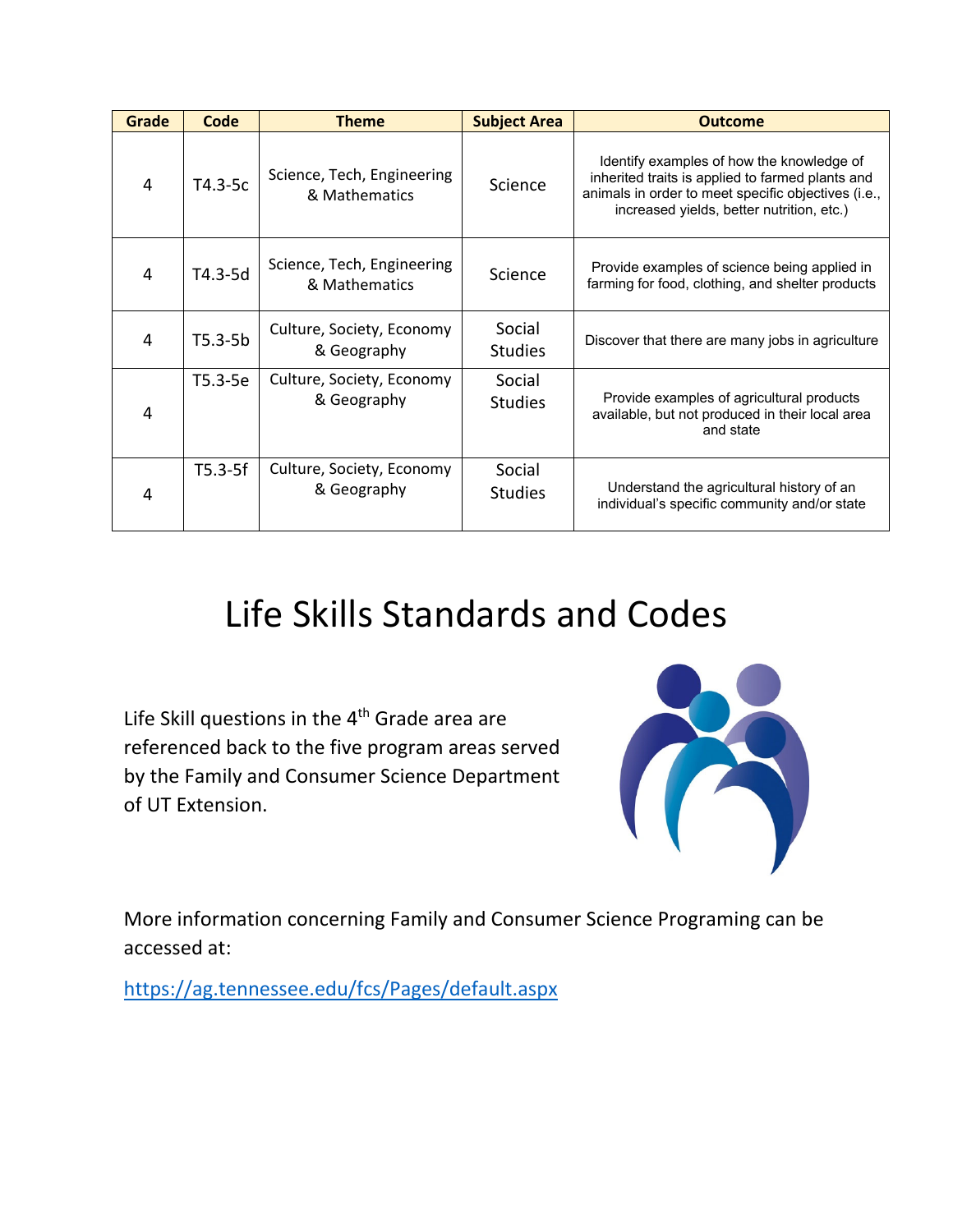| Grade | Code | Theme | Subject Area | Outcome |
|---|---|---|---|---|
| 4 | T4.3-5c | Science, Tech, Engineering & Mathematics | Science | Identify examples of how the knowledge of inherited traits is applied to farmed plants and animals in order to meet specific objectives (i.e., increased yields, better nutrition, etc.) |
| 4 | T4.3-5d | Science, Tech, Engineering & Mathematics | Science | Provide examples of science being applied in farming for food, clothing, and shelter products |
| 4 | T5.3-5b | Culture, Society, Economy & Geography | Social Studies | Discover that there are many jobs in agriculture |
| 4 | T5.3-5e | Culture, Society, Economy & Geography | Social Studies | Provide examples of agricultural products available, but not produced in their local area and state |
| 4 | T5.3-5f | Culture, Society, Economy & Geography | Social Studies | Understand the agricultural history of an individual's specific community and/or state |

# Life Skills Standards and Codes

Life Skill questions in the 4th Grade area are referenced back to the five program areas served by the Family and Consumer Science Department of UT Extension.

More information concerning Family and Consumer Science Programing can be accessed at:

https://ag.tennessee.edu/fcs/Pages/default.aspx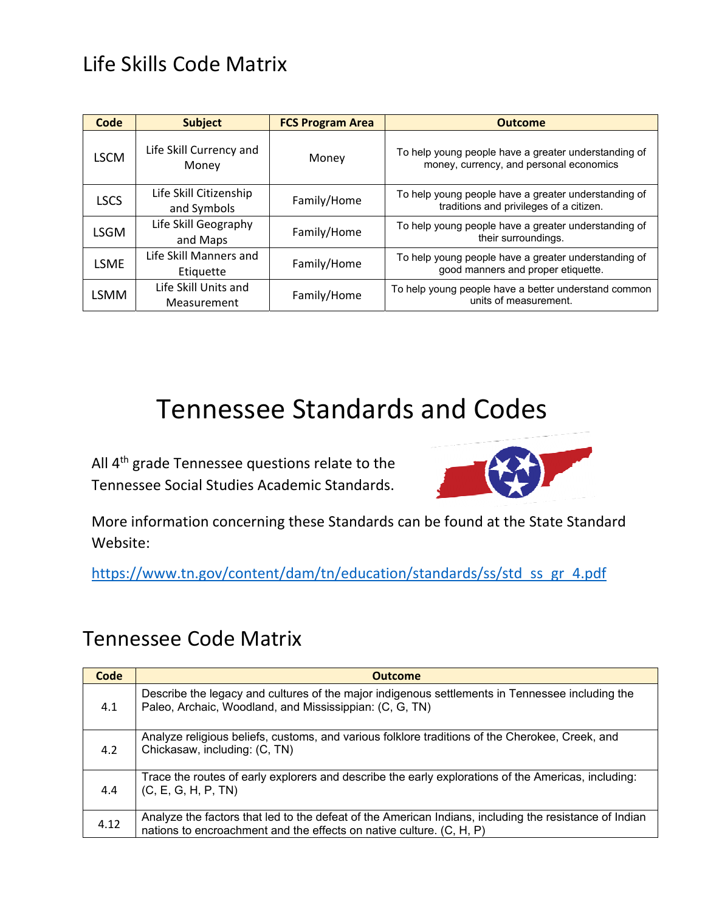## Life Skills Code Matrix

| Code | Subject | FCS Program Area | Outcome |
|---|---|---|---|
| LSCM | Life Skill Currency and Money | Money | To help young people have a greater understanding of money, currency, and personal economics |
| LSCS | Life Skill Citizenship and Symbols | Family/Home | To help young people have a greater understanding of traditions and privileges of a citizen. |
| LSGM | Life Skill Geography and Maps | Family/Home | To help young people have a greater understanding of their surroundings. |
| LSME | Life Skill Manners and Etiquette | Family/Home | To help young people have a greater understanding of good manners and proper etiquette. |
| LSMM | Life Skill Units and Measurement | Family/Home | To help young people have a better understand common units of measurement. |

# Tennessee Standards and Codes

All 4th grade Tennessee questions relate to the Tennessee Social Studies Academic Standards.

More information concerning these Standards can be found at the State Standard Website:

https://www.tn.gov/content/dam/tn/education/standards/ss/std_ss_gr_4.pdf

## Tennessee Code Matrix

| Code | Outcome |
|---|---|
| 4.1 | Describe the legacy and cultures of the major indigenous settlements in Tennessee including the Paleo, Archaic, Woodland, and Mississippian: (C, G, TN) |
| 4.2 | Analyze religious beliefs, customs, and various folklore traditions of the Cherokee, Creek, and Chickasaw, including: (C, TN) |
| 4.4 | Trace the routes of early explorers and describe the early explorations of the Americas, including: (C, E, G, H, P, TN) |
| 4.12 | Analyze the factors that led to the defeat of the American Indians, including the resistance of Indian nations to encroachment and the effects on native culture. (C, H, P) |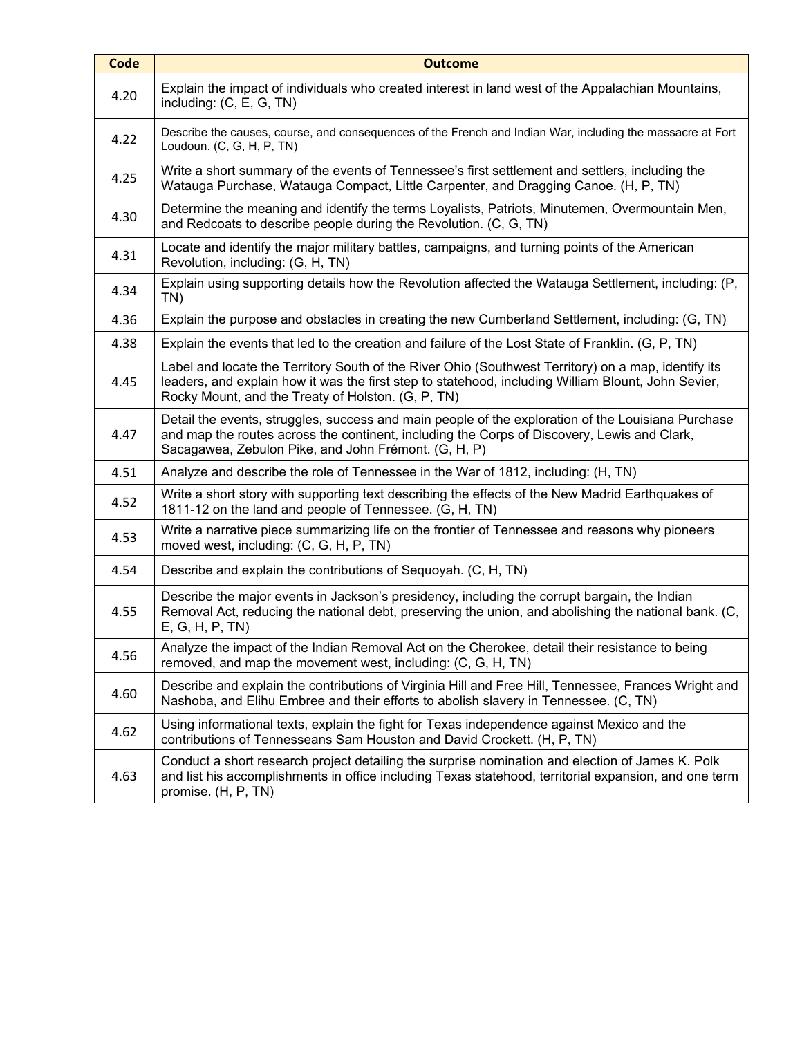| Code | Outcome |
| --- | --- |
| 4.20 | Explain the impact of individuals who created interest in land west of the Appalachian Mountains, including: (C, E, G, TN) |
| 4.22 | Describe the causes, course, and consequences of the French and Indian War, including the massacre at Fort Loudoun. (C, G, H, P, TN) |
| 4.25 | Write a short summary of the events of Tennessee's first settlement and settlers, including the Watauga Purchase, Watauga Compact, Little Carpenter, and Dragging Canoe. (H, P, TN) |
| 4.30 | Determine the meaning and identify the terms Loyalists, Patriots, Minutemen, Overmountain Men, and Redcoats to describe people during the Revolution. (C, G, TN) |
| 4.31 | Locate and identify the major military battles, campaigns, and turning points of the American Revolution, including: (G, H, TN) |
| 4.34 | Explain using supporting details how the Revolution affected the Watauga Settlement, including: (P, TN) |
| 4.36 | Explain the purpose and obstacles in creating the new Cumberland Settlement, including: (G, TN) |
| 4.38 | Explain the events that led to the creation and failure of the Lost State of Franklin. (G, P, TN) |
| 4.45 | Label and locate the Territory South of the River Ohio (Southwest Territory) on a map, identify its leaders, and explain how it was the first step to statehood, including William Blount, John Sevier, Rocky Mount, and the Treaty of Holston. (G, P, TN) |
| 4.47 | Detail the events, struggles, success and main people of the exploration of the Louisiana Purchase and map the routes across the continent, including the Corps of Discovery, Lewis and Clark, Sacagawea, Zebulon Pike, and John Frémont. (G, H, P) |
| 4.51 | Analyze and describe the role of Tennessee in the War of 1812, including: (H, TN) |
| 4.52 | Write a short story with supporting text describing the effects of the New Madrid Earthquakes of 1811-12 on the land and people of Tennessee. (G, H, TN) |
| 4.53 | Write a narrative piece summarizing life on the frontier of Tennessee and reasons why pioneers moved west, including: (C, G, H, P, TN) |
| 4.54 | Describe and explain the contributions of Sequoyah. (C, H, TN) |
| 4.55 | Describe the major events in Jackson's presidency, including the corrupt bargain, the Indian Removal Act, reducing the national debt, preserving the union, and abolishing the national bank. (C, E, G, H, P, TN) |
| 4.56 | Analyze the impact of the Indian Removal Act on the Cherokee, detail their resistance to being removed, and map the movement west, including: (C, G, H, TN) |
| 4.60 | Describe and explain the contributions of Virginia Hill and Free Hill, Tennessee, Frances Wright and Nashoba, and Elihu Embree and their efforts to abolish slavery in Tennessee. (C, TN) |
| 4.62 | Using informational texts, explain the fight for Texas independence against Mexico and the contributions of Tennesseans Sam Houston and David Crockett. (H, P, TN) |
| 4.63 | Conduct a short research project detailing the surprise nomination and election of James K. Polk and list his accomplishments in office including Texas statehood, territorial expansion, and one term promise. (H, P, TN) |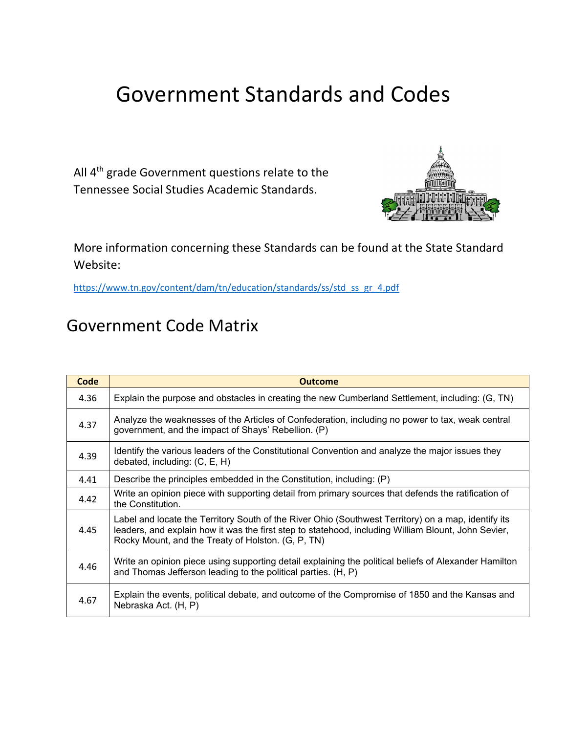# Government Standards and Codes

All 4th grade Government questions relate to the Tennessee Social Studies Academic Standards.

More information concerning these Standards can be found at the State Standard Website:

https://www.tn.gov/content/dam/tn/education/standards/ss/std_ss_gr_4.pdf

## Government Code Matrix

| Code | Outcome |
|---|---|
| 4.36 | Explain the purpose and obstacles in creating the new Cumberland Settlement, including: (G, TN) |
| 4.37 | Analyze the weaknesses of the Articles of Confederation, including no power to tax, weak central government, and the impact of Shays' Rebellion. (P) |
| 4.39 | Identify the various leaders of the Constitutional Convention and analyze the major issues they debated, including: (C, E, H) |
| 4.41 | Describe the principles embedded in the Constitution, including: (P) |
| 4.42 | Write an opinion piece with supporting detail from primary sources that defends the ratification of the Constitution. |
| 4.45 | Label and locate the Territory South of the River Ohio (Southwest Territory) on a map, identify its leaders, and explain how it was the first step to statehood, including William Blount, John Sevier, Rocky Mount, and the Treaty of Holston. (G, P, TN) |
| 4.46 | Write an opinion piece using supporting detail explaining the political beliefs of Alexander Hamilton and Thomas Jefferson leading to the political parties. (H, P) |
| 4.67 | Explain the events, political debate, and outcome of the Compromise of 1850 and the Kansas and Nebraska Act. (H, P) |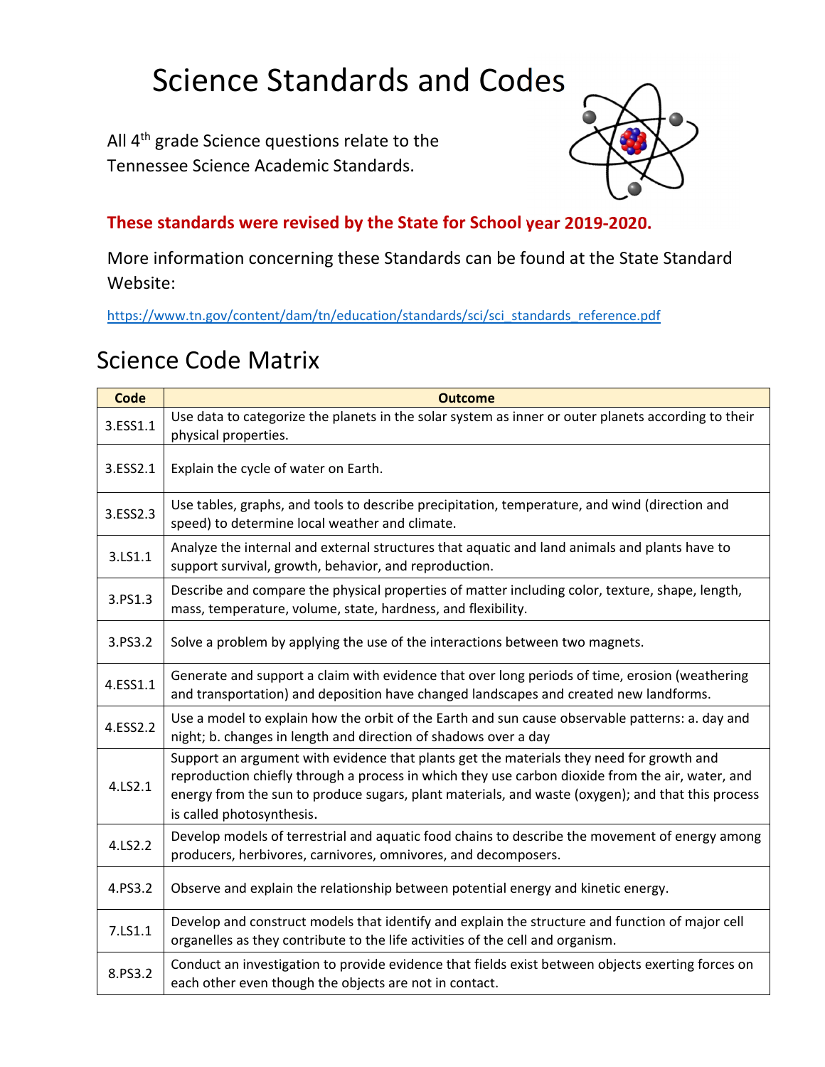# Science Standards and Codes

All 4th grade Science questions relate to the Tennessee Science Academic Standards.

**These standards were revised by the State for School year 2019-2020.**

More information concerning these Standards can be found at the State Standard Website:

https://www.tn.gov/content/dam/tn/education/standards/sci/sci_standards_reference.pdf

## Science Code Matrix

| Code | Outcome |
|---|---|
| 3.ESS1.1 | Use data to categorize the planets in the solar system as inner or outer planets according to their physical properties. |
| 3.ESS2.1 | Explain the cycle of water on Earth. |
| 3.ESS2.3 | Use tables, graphs, and tools to describe precipitation, temperature, and wind (direction and speed) to determine local weather and climate. |
| 3.LS1.1 | Analyze the internal and external structures that aquatic and land animals and plants have to support survival, growth, behavior, and reproduction. |
| 3.PS1.3 | Describe and compare the physical properties of matter including color, texture, shape, length, mass, temperature, volume, state, hardness, and flexibility. |
| 3.PS3.2 | Solve a problem by applying the use of the interactions between two magnets. |
| 4.ESS1.1 | Generate and support a claim with evidence that over long periods of time, erosion (weathering and transportation) and deposition have changed landscapes and created new landforms. |
| 4.ESS2.2 | Use a model to explain how the orbit of the Earth and sun cause observable patterns: a. day and night; b. changes in length and direction of shadows over a day |
| 4.LS2.1 | Support an argument with evidence that plants get the materials they need for growth and reproduction chiefly through a process in which they use carbon dioxide from the air, water, and energy from the sun to produce sugars, plant materials, and waste (oxygen); and that this process is called photosynthesis. |
| 4.LS2.2 | Develop models of terrestrial and aquatic food chains to describe the movement of energy among producers, herbivores, carnivores, omnivores, and decomposers. |
| 4.PS3.2 | Observe and explain the relationship between potential energy and kinetic energy. |
| 7.LS1.1 | Develop and construct models that identify and explain the structure and function of major cell organelles as they contribute to the life activities of the cell and organism. |
| 8.PS3.2 | Conduct an investigation to provide evidence that fields exist between objects exerting forces on each other even though the objects are not in contact. |